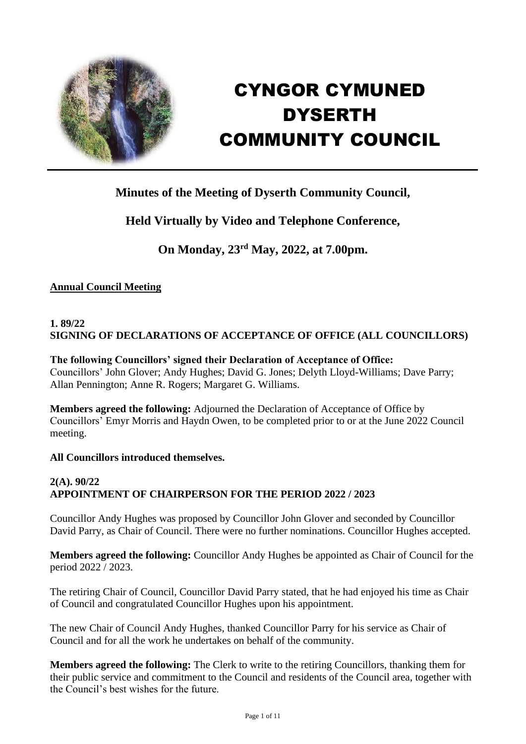# CYNGOR CYMUNED DYSERTH COMMUNITY COUNCIL

## Minutes of the Meeting of Dyserth Community Council,

## Held Virtually by Video and Telephone Conference,

## On Monday, 23rd May, 2022, at 7.00pm.

**Annual Council Meeting**

**1. 89/22**
**SIGNING OF DECLARATIONS OF ACCEPTANCE OF OFFICE (ALL COUNCILLORS)**

**The following Councillors' signed their Declaration of Acceptance of Office:**
Councillors' John Glover; Andy Hughes; David G. Jones; Delyth Lloyd-Williams; Dave Parry; Allan Pennington; Anne R. Rogers; Margaret G. Williams.

**Members agreed the following:** Adjourned the Declaration of Acceptance of Office by Councillors' Emyr Morris and Haydn Owen, to be completed prior to or at the June 2022 Council meeting.

**All Councillors introduced themselves.**

**2(A). 90/22**
**APPOINTMENT OF CHAIRPERSON FOR THE PERIOD 2022 / 2023**

Councillor Andy Hughes was proposed by Councillor John Glover and seconded by Councillor David Parry, as Chair of Council. There were no further nominations. Councillor Hughes accepted.

**Members agreed the following:** Councillor Andy Hughes be appointed as Chair of Council for the period 2022 / 2023.

The retiring Chair of Council, Councillor David Parry stated, that he had enjoyed his time as Chair of Council and congratulated Councillor Hughes upon his appointment.

The new Chair of Council Andy Hughes, thanked Councillor Parry for his service as Chair of Council and for all the work he undertakes on behalf of the community.

**Members agreed the following:** The Clerk to write to the retiring Councillors, thanking them for their public service and commitment to the Council and residents of the Council area, together with the Council's best wishes for the future.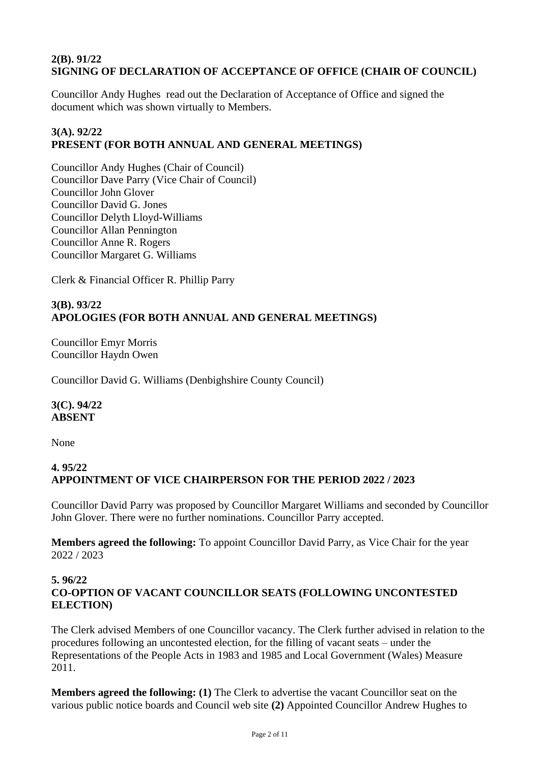## 2(B). 91/22
## SIGNING OF DECLARATION OF ACCEPTANCE OF OFFICE (CHAIR OF COUNCIL)

Councillor Andy Hughes read out the Declaration of Acceptance of Office and signed the document which was shown virtually to Members.

## 3(A). 92/22
## PRESENT (FOR BOTH ANNUAL AND GENERAL MEETINGS)

Councillor Andy Hughes (Chair of Council)
Councillor Dave Parry (Vice Chair of Council)
Councillor John Glover
Councillor David G. Jones
Councillor Delyth Lloyd-Williams
Councillor Allan Pennington
Councillor Anne R. Rogers
Councillor Margaret G. Williams

Clerk & Financial Officer R. Phillip Parry

## 3(B). 93/22
## APOLOGIES (FOR BOTH ANNUAL AND GENERAL MEETINGS)

Councillor Emyr Morris
Councillor Haydn Owen

Councillor David G. Williams (Denbighshire County Council)

## 3(C). 94/22
## ABSENT

None

## 4. 95/22
## APPOINTMENT OF VICE CHAIRPERSON FOR THE PERIOD 2022 / 2023

Councillor David Parry was proposed by Councillor Margaret Williams and seconded by Councillor John Glover. There were no further nominations. Councillor Parry accepted.

**Members agreed the following:** To appoint Councillor David Parry, as Vice Chair for the year 2022 / 2023

## 5. 96/22
## CO-OPTION OF VACANT COUNCILLOR SEATS (FOLLOWING UNCONTESTED ELECTION)

The Clerk advised Members of one Councillor vacancy. The Clerk further advised in relation to the procedures following an uncontested election, for the filling of vacant seats – under the Representations of the People Acts in 1983 and 1985 and Local Government (Wales) Measure 2011.

**Members agreed the following: (1)** The Clerk to advertise the vacant Councillor seat on the various public notice boards and Council web site **(2)** Appointed Councillor Andrew Hughes to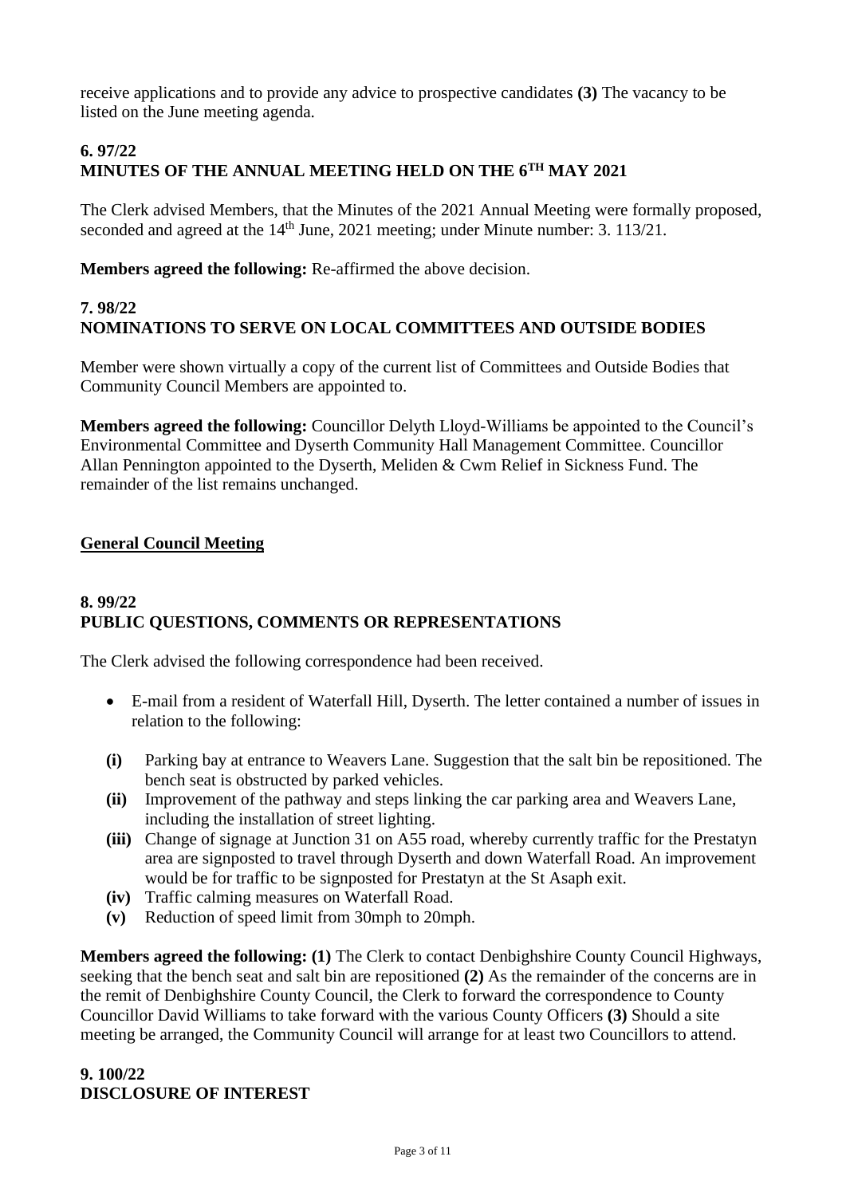receive applications and to provide any advice to prospective candidates **(3)** The vacancy to be listed on the June meeting agenda.

### 6. 97/22
### MINUTES OF THE ANNUAL MEETING HELD ON THE 6TH MAY 2021

The Clerk advised Members, that the Minutes of the 2021 Annual Meeting were formally proposed, seconded and agreed at the 14th June, 2021 meeting; under Minute number: 3. 113/21.

**Members agreed the following:** Re-affirmed the above decision.

### 7. 98/22
### NOMINATIONS TO SERVE ON LOCAL COMMITTEES AND OUTSIDE BODIES

Member were shown virtually a copy of the current list of Committees and Outside Bodies that Community Council Members are appointed to.

**Members agreed the following:** Councillor Delyth Lloyd-Williams be appointed to the Council's Environmental Committee and Dyserth Community Hall Management Committee. Councillor Allan Pennington appointed to the Dyserth, Meliden & Cwm Relief in Sickness Fund. The remainder of the list remains unchanged.

## General Council Meeting

### 8. 99/22
### PUBLIC QUESTIONS, COMMENTS OR REPRESENTATIONS

The Clerk advised the following correspondence had been received.

- E-mail from a resident of Waterfall Hill, Dyserth. The letter contained a number of issues in relation to the following:

**(i)** Parking bay at entrance to Weavers Lane. Suggestion that the salt bin be repositioned. The bench seat is obstructed by parked vehicles.
**(ii)** Improvement of the pathway and steps linking the car parking area and Weavers Lane, including the installation of street lighting.
**(iii)** Change of signage at Junction 31 on A55 road, whereby currently traffic for the Prestatyn area are signposted to travel through Dyserth and down Waterfall Road. An improvement would be for traffic to be signposted for Prestatyn at the St Asaph exit.
**(iv)** Traffic calming measures on Waterfall Road.
**(v)** Reduction of speed limit from 30mph to 20mph.

**Members agreed the following: (1)** The Clerk to contact Denbighshire County Council Highways, seeking that the bench seat and salt bin are repositioned **(2)** As the remainder of the concerns are in the remit of Denbighshire County Council, the Clerk to forward the correspondence to County Councillor David Williams to take forward with the various County Officers **(3)** Should a site meeting be arranged, the Community Council will arrange for at least two Councillors to attend.

### 9. 100/22
### DISCLOSURE OF INTEREST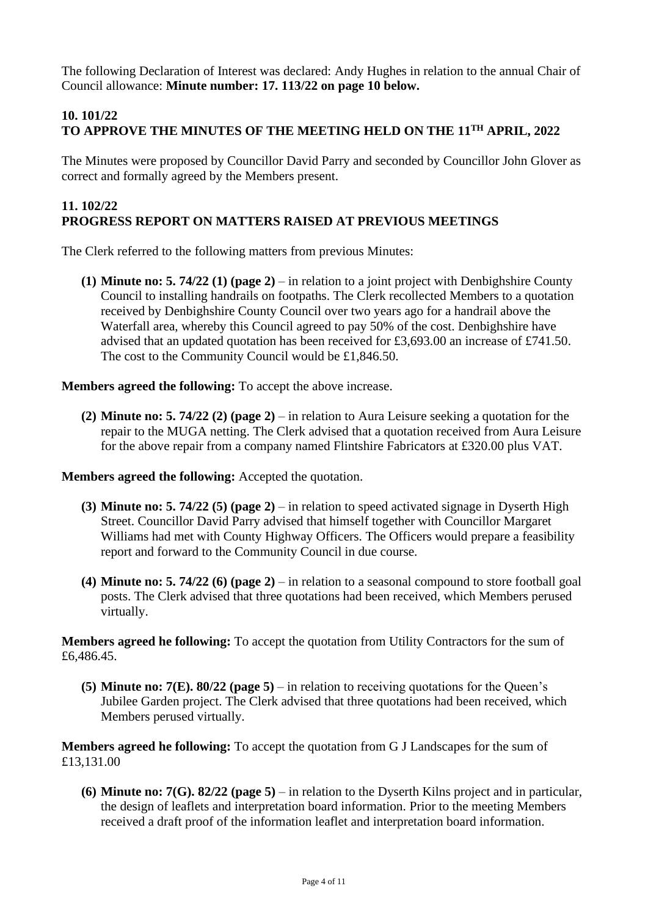The following Declaration of Interest was declared: Andy Hughes in relation to the annual Chair of Council allowance: **Minute number: 17. 113/22 on page 10 below.**

**10. 101/22**
**TO APPROVE THE MINUTES OF THE MEETING HELD ON THE 11TH APRIL, 2022**

The Minutes were proposed by Councillor David Parry and seconded by Councillor John Glover as correct and formally agreed by the Members present.

**11. 102/22**
**PROGRESS REPORT ON MATTERS RAISED AT PREVIOUS MEETINGS**

The Clerk referred to the following matters from previous Minutes:

**(1) Minute no: 5. 74/22 (1) (page 2)** – in relation to a joint project with Denbighshire County Council to installing handrails on footpaths. The Clerk recollected Members to a quotation received by Denbighshire County Council over two years ago for a handrail above the Waterfall area, whereby this Council agreed to pay 50% of the cost. Denbighshire have advised that an updated quotation has been received for £3,693.00 an increase of £741.50. The cost to the Community Council would be £1,846.50.

**Members agreed the following:** To accept the above increase.

**(2) Minute no: 5. 74/22 (2) (page 2)** – in relation to Aura Leisure seeking a quotation for the repair to the MUGA netting. The Clerk advised that a quotation received from Aura Leisure for the above repair from a company named Flintshire Fabricators at £320.00 plus VAT.

**Members agreed the following:** Accepted the quotation.

**(3) Minute no: 5. 74/22 (5) (page 2)** – in relation to speed activated signage in Dyserth High Street. Councillor David Parry advised that himself together with Councillor Margaret Williams had met with County Highway Officers. The Officers would prepare a feasibility report and forward to the Community Council in due course.

**(4) Minute no: 5. 74/22 (6) (page 2)** – in relation to a seasonal compound to store football goal posts. The Clerk advised that three quotations had been received, which Members perused virtually.

**Members agreed he following:** To accept the quotation from Utility Contractors for the sum of £6,486.45.

**(5) Minute no: 7(E). 80/22 (page 5)** – in relation to receiving quotations for the Queen's Jubilee Garden project. The Clerk advised that three quotations had been received, which Members perused virtually.

**Members agreed he following:** To accept the quotation from G J Landscapes for the sum of £13,131.00

**(6) Minute no: 7(G). 82/22 (page 5)** – in relation to the Dyserth Kilns project and in particular, the design of leaflets and interpretation board information. Prior to the meeting Members received a draft proof of the information leaflet and interpretation board information.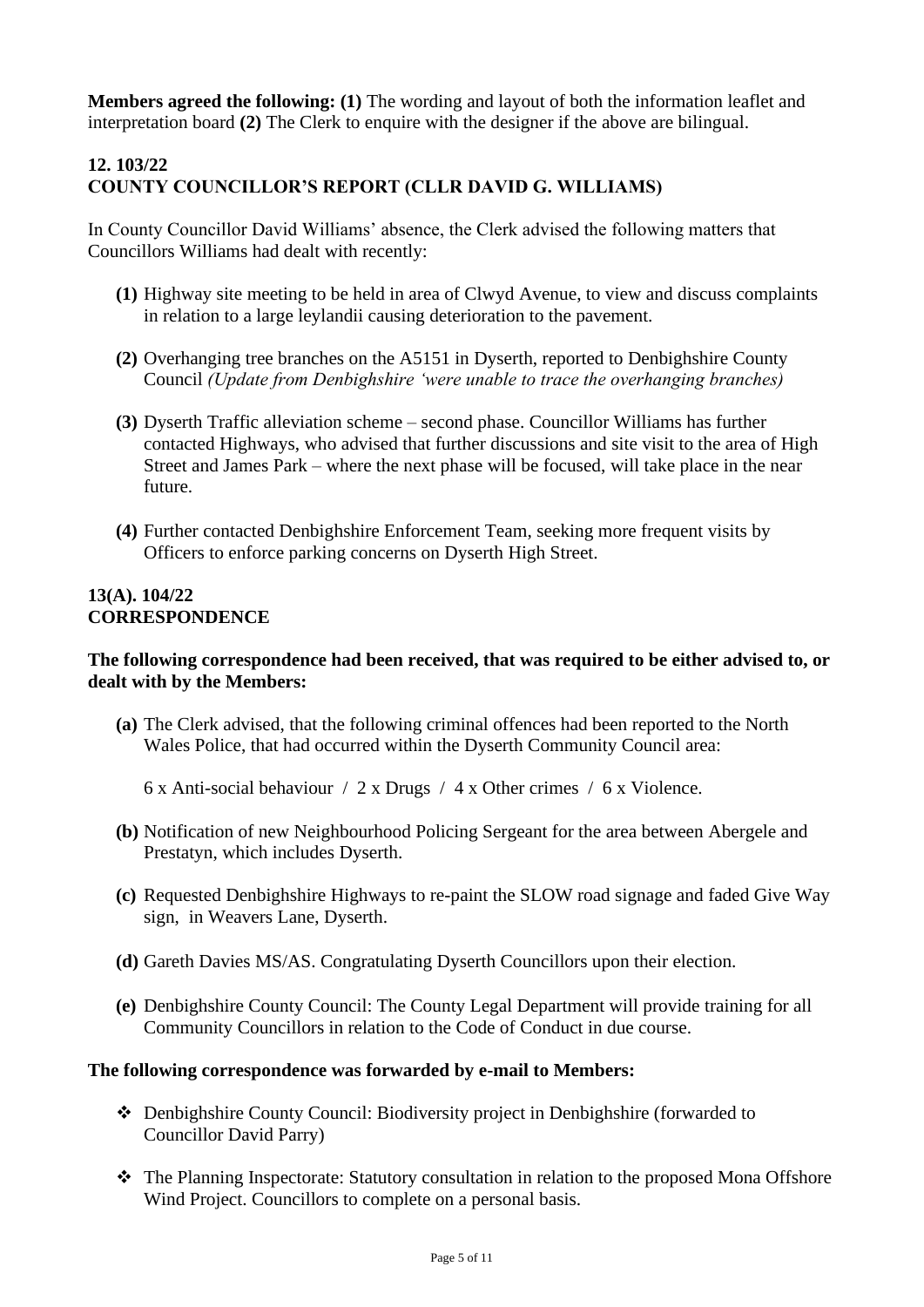**Members agreed the following: (1)** The wording and layout of both the information leaflet and interpretation board **(2)** The Clerk to enquire with the designer if the above are bilingual.

### 12. 103/22
### COUNTY COUNCILLOR'S REPORT (CLLR DAVID G. WILLIAMS)

In County Councillor David Williams' absence, the Clerk advised the following matters that Councillors Williams had dealt with recently:

**(1)** Highway site meeting to be held in area of Clwyd Avenue, to view and discuss complaints in relation to a large leylandii causing deterioration to the pavement.

**(2)** Overhanging tree branches on the A5151 in Dyserth, reported to Denbighshire County Council *(Update from Denbighshire 'were unable to trace the overhanging branches)*

**(3)** Dyserth Traffic alleviation scheme – second phase. Councillor Williams has further contacted Highways, who advised that further discussions and site visit to the area of High Street and James Park – where the next phase will be focused, will take place in the near future.

**(4)** Further contacted Denbighshire Enforcement Team, seeking more frequent visits by Officers to enforce parking concerns on Dyserth High Street.

### 13(A). 104/22
### CORRESPONDENCE

**The following correspondence had been received, that was required to be either advised to, or dealt with by the Members:**

**(a)** The Clerk advised, that the following criminal offences had been reported to the North Wales Police, that had occurred within the Dyserth Community Council area:

6 x Anti-social behaviour / 2 x Drugs / 4 x Other crimes / 6 x Violence.

**(b)** Notification of new Neighbourhood Policing Sergeant for the area between Abergele and Prestatyn, which includes Dyserth.

**(c)** Requested Denbighshire Highways to re-paint the SLOW road signage and faded Give Way sign, in Weavers Lane, Dyserth.

**(d)** Gareth Davies MS/AS. Congratulating Dyserth Councillors upon their election.

**(e)** Denbighshire County Council: The County Legal Department will provide training for all Community Councillors in relation to the Code of Conduct in due course.

**The following correspondence was forwarded by e-mail to Members:**

- Denbighshire County Council: Biodiversity project in Denbighshire (forwarded to Councillor David Parry)
- The Planning Inspectorate: Statutory consultation in relation to the proposed Mona Offshore Wind Project. Councillors to complete on a personal basis.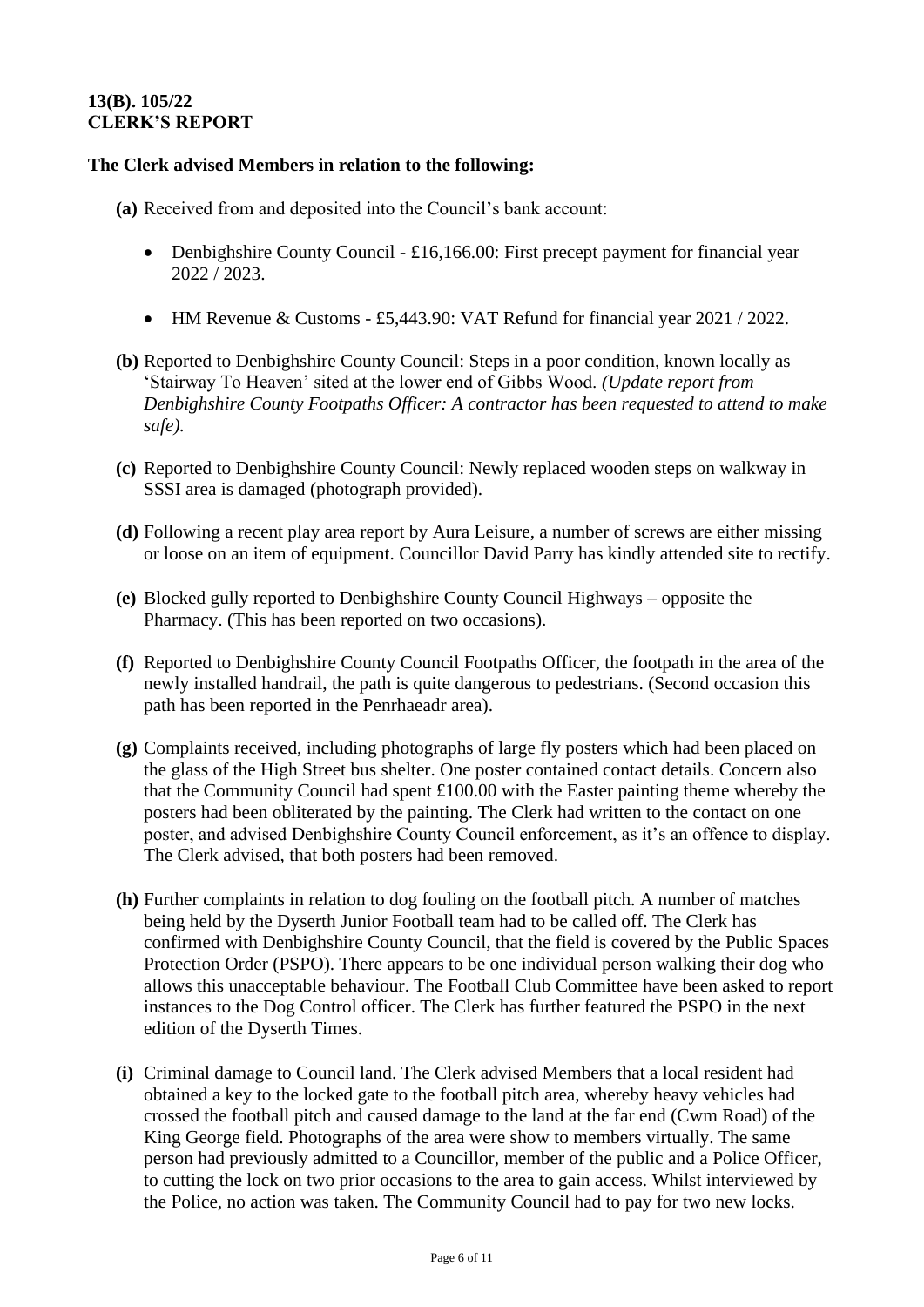**13(B). 105/22**
**CLERK'S REPORT**

**The Clerk advised Members in relation to the following:**

**(a)** Received from and deposited into the Council's bank account:

- Denbighshire County Council - £16,166.00: First precept payment for financial year 2022 / 2023.
- HM Revenue & Customs - £5,443.90: VAT Refund for financial year 2021 / 2022.

**(b)** Reported to Denbighshire County Council: Steps in a poor condition, known locally as 'Stairway To Heaven' sited at the lower end of Gibbs Wood. *(Update report from Denbighshire County Footpaths Officer: A contractor has been requested to attend to make safe).*

**(c)** Reported to Denbighshire County Council: Newly replaced wooden steps on walkway in SSSI area is damaged (photograph provided).

**(d)** Following a recent play area report by Aura Leisure, a number of screws are either missing or loose on an item of equipment. Councillor David Parry has kindly attended site to rectify.

**(e)** Blocked gully reported to Denbighshire County Council Highways – opposite the Pharmacy. (This has been reported on two occasions).

**(f)** Reported to Denbighshire County Council Footpaths Officer, the footpath in the area of the newly installed handrail, the path is quite dangerous to pedestrians. (Second occasion this path has been reported in the Penrhaeadr area).

**(g)** Complaints received, including photographs of large fly posters which had been placed on the glass of the High Street bus shelter. One poster contained contact details. Concern also that the Community Council had spent £100.00 with the Easter painting theme whereby the posters had been obliterated by the painting. The Clerk had written to the contact on one poster, and advised Denbighshire County Council enforcement, as it's an offence to display. The Clerk advised, that both posters had been removed.

**(h)** Further complaints in relation to dog fouling on the football pitch. A number of matches being held by the Dyserth Junior Football team had to be called off. The Clerk has confirmed with Denbighshire County Council, that the field is covered by the Public Spaces Protection Order (PSPO). There appears to be one individual person walking their dog who allows this unacceptable behaviour. The Football Club Committee have been asked to report instances to the Dog Control officer. The Clerk has further featured the PSPO in the next edition of the Dyserth Times.

**(i)** Criminal damage to Council land. The Clerk advised Members that a local resident had obtained a key to the locked gate to the football pitch area, whereby heavy vehicles had crossed the football pitch and caused damage to the land at the far end (Cwm Road) of the King George field. Photographs of the area were show to members virtually. The same person had previously admitted to a Councillor, member of the public and a Police Officer, to cutting the lock on two prior occasions to the area to gain access. Whilst interviewed by the Police, no action was taken. The Community Council had to pay for two new locks.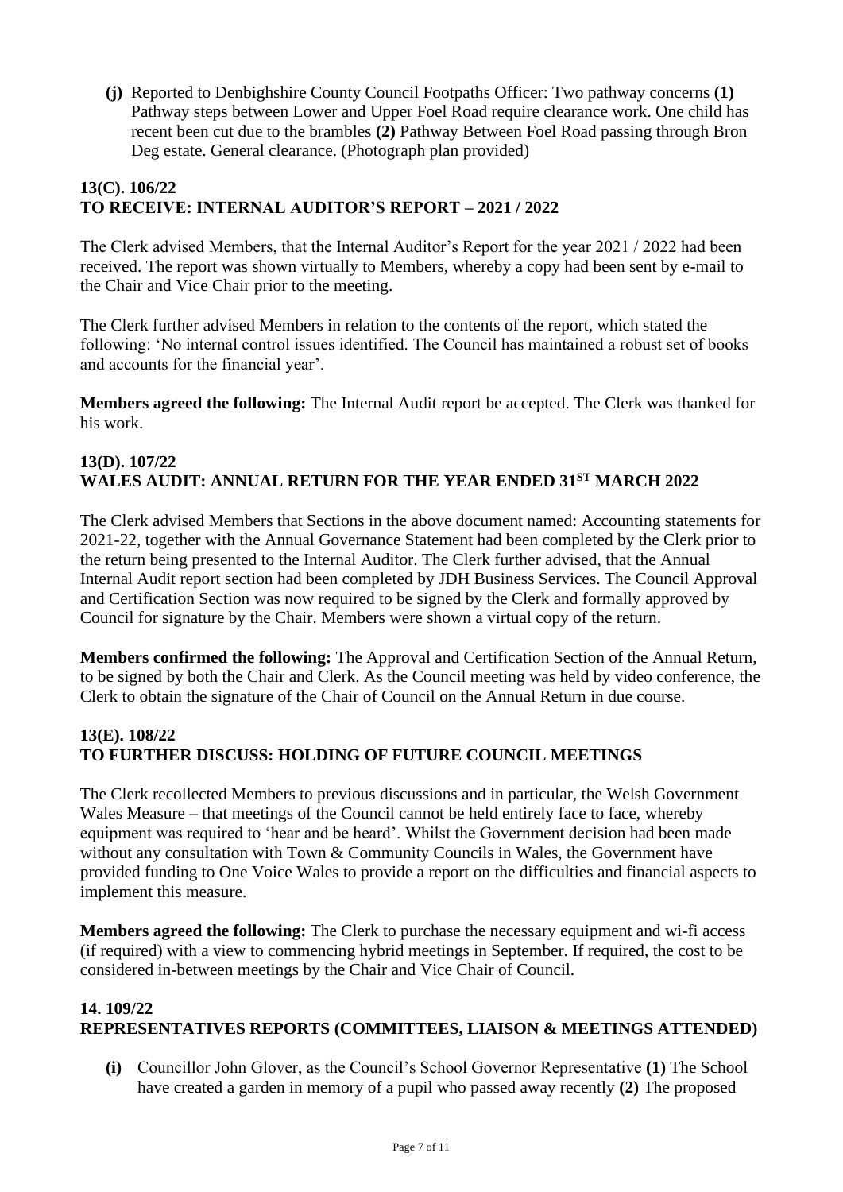**(j)** Reported to Denbighshire County Council Footpaths Officer: Two pathway concerns **(1)** Pathway steps between Lower and Upper Foel Road require clearance work. One child has recent been cut due to the brambles **(2)** Pathway Between Foel Road passing through Bron Deg estate. General clearance. (Photograph plan provided)

## 13(C). 106/22
## TO RECEIVE: INTERNAL AUDITOR'S REPORT – 2021 / 2022

The Clerk advised Members, that the Internal Auditor's Report for the year 2021 / 2022 had been received. The report was shown virtually to Members, whereby a copy had been sent by e-mail to the Chair and Vice Chair prior to the meeting.

The Clerk further advised Members in relation to the contents of the report, which stated the following: 'No internal control issues identified. The Council has maintained a robust set of books and accounts for the financial year'.

**Members agreed the following:** The Internal Audit report be accepted. The Clerk was thanked for his work.

## 13(D). 107/22
## WALES AUDIT: ANNUAL RETURN FOR THE YEAR ENDED 31ST MARCH 2022

The Clerk advised Members that Sections in the above document named: Accounting statements for 2021-22, together with the Annual Governance Statement had been completed by the Clerk prior to the return being presented to the Internal Auditor. The Clerk further advised, that the Annual Internal Audit report section had been completed by JDH Business Services. The Council Approval and Certification Section was now required to be signed by the Clerk and formally approved by Council for signature by the Chair. Members were shown a virtual copy of the return.

**Members confirmed the following:** The Approval and Certification Section of the Annual Return, to be signed by both the Chair and Clerk. As the Council meeting was held by video conference, the Clerk to obtain the signature of the Chair of Council on the Annual Return in due course.

## 13(E). 108/22
## TO FURTHER DISCUSS: HOLDING OF FUTURE COUNCIL MEETINGS

The Clerk recollected Members to previous discussions and in particular, the Welsh Government Wales Measure – that meetings of the Council cannot be held entirely face to face, whereby equipment was required to 'hear and be heard'. Whilst the Government decision had been made without any consultation with Town & Community Councils in Wales, the Government have provided funding to One Voice Wales to provide a report on the difficulties and financial aspects to implement this measure.

**Members agreed the following:** The Clerk to purchase the necessary equipment and wi-fi access (if required) with a view to commencing hybrid meetings in September. If required, the cost to be considered in-between meetings by the Chair and Vice Chair of Council.

## 14. 109/22
## REPRESENTATIVES REPORTS (COMMITTEES, LIAISON & MEETINGS ATTENDED)

**(i)** Councillor John Glover, as the Council's School Governor Representative **(1)** The School have created a garden in memory of a pupil who passed away recently **(2)** The proposed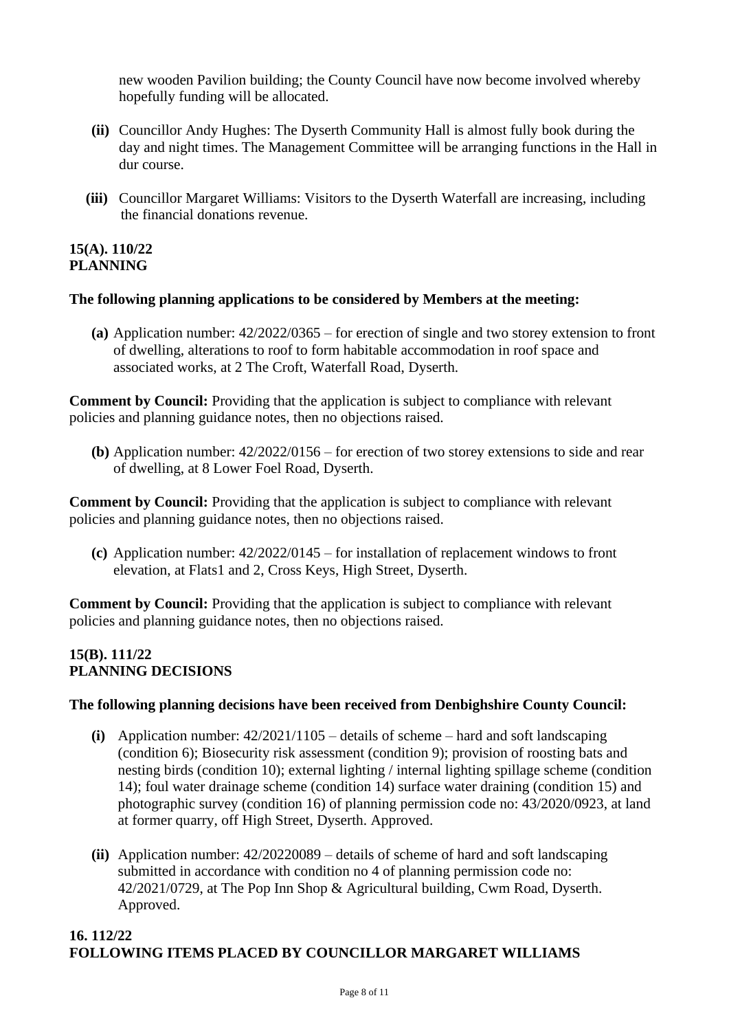new wooden Pavilion building; the County Council have now become involved whereby hopefully funding will be allocated.

**(ii)** Councillor Andy Hughes: The Dyserth Community Hall is almost fully book during the day and night times. The Management Committee will be arranging functions in the Hall in dur course.

**(iii)** Councillor Margaret Williams: Visitors to the Dyserth Waterfall are increasing, including the financial donations revenue.

**15(A). 110/22**
**PLANNING**

**The following planning applications to be considered by Members at the meeting:**

**(a)** Application number: 42/2022/0365 – for erection of single and two storey extension to front of dwelling, alterations to roof to form habitable accommodation in roof space and associated works, at 2 The Croft, Waterfall Road, Dyserth.

**Comment by Council:** Providing that the application is subject to compliance with relevant policies and planning guidance notes, then no objections raised.

**(b)** Application number: 42/2022/0156 – for erection of two storey extensions to side and rear of dwelling, at 8 Lower Foel Road, Dyserth.

**Comment by Council:** Providing that the application is subject to compliance with relevant policies and planning guidance notes, then no objections raised.

**(c)** Application number: 42/2022/0145 – for installation of replacement windows to front elevation, at Flats1 and 2, Cross Keys, High Street, Dyserth.

**Comment by Council:** Providing that the application is subject to compliance with relevant policies and planning guidance notes, then no objections raised.

**15(B). 111/22**
**PLANNING DECISIONS**

**The following planning decisions have been received from Denbighshire County Council:**

**(i)** Application number: 42/2021/1105 – details of scheme – hard and soft landscaping (condition 6); Biosecurity risk assessment (condition 9); provision of roosting bats and nesting birds (condition 10); external lighting / internal lighting spillage scheme (condition 14); foul water drainage scheme (condition 14) surface water draining (condition 15) and photographic survey (condition 16) of planning permission code no: 43/2020/0923, at land at former quarry, off High Street, Dyserth. Approved.

**(ii)** Application number: 42/20220089 – details of scheme of hard and soft landscaping submitted in accordance with condition no 4 of planning permission code no: 42/2021/0729, at The Pop Inn Shop & Agricultural building, Cwm Road, Dyserth. Approved.

**16. 112/22**
**FOLLOWING ITEMS PLACED BY COUNCILLOR MARGARET WILLIAMS**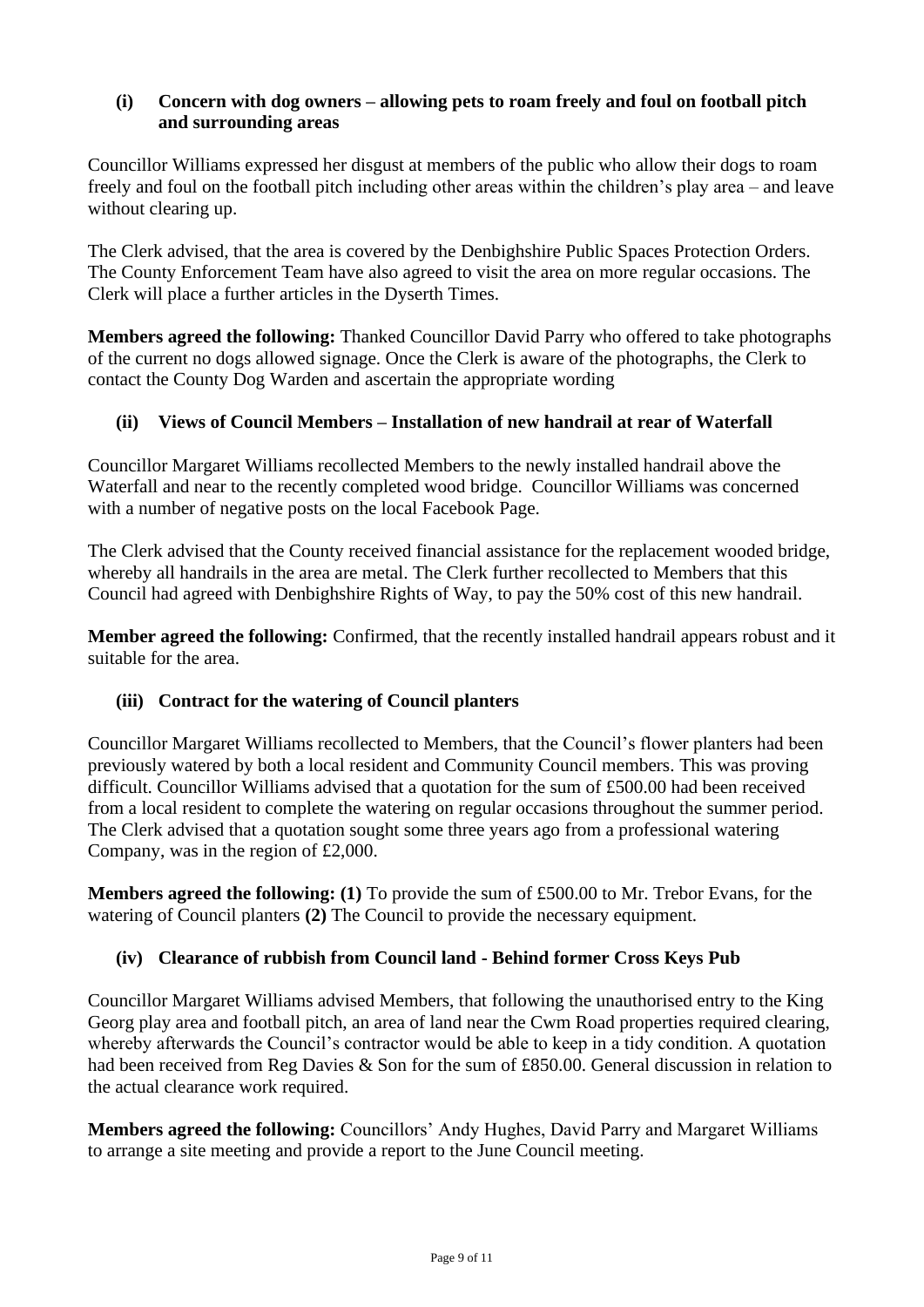### (i) Concern with dog owners – allowing pets to roam freely and foul on football pitch and surrounding areas

Councillor Williams expressed her disgust at members of the public who allow their dogs to roam freely and foul on the football pitch including other areas within the children's play area – and leave without clearing up.

The Clerk advised, that the area is covered by the Denbighshire Public Spaces Protection Orders. The County Enforcement Team have also agreed to visit the area on more regular occasions. The Clerk will place a further articles in the Dyserth Times.

**Members agreed the following:** Thanked Councillor David Parry who offered to take photographs of the current no dogs allowed signage. Once the Clerk is aware of the photographs, the Clerk to contact the County Dog Warden and ascertain the appropriate wording

### (ii) Views of Council Members – Installation of new handrail at rear of Waterfall

Councillor Margaret Williams recollected Members to the newly installed handrail above the Waterfall and near to the recently completed wood bridge. Councillor Williams was concerned with a number of negative posts on the local Facebook Page.

The Clerk advised that the County received financial assistance for the replacement wooded bridge, whereby all handrails in the area are metal. The Clerk further recollected to Members that this Council had agreed with Denbighshire Rights of Way, to pay the 50% cost of this new handrail.

**Member agreed the following:** Confirmed, that the recently installed handrail appears robust and it suitable for the area.

### (iii) Contract for the watering of Council planters

Councillor Margaret Williams recollected to Members, that the Council's flower planters had been previously watered by both a local resident and Community Council members. This was proving difficult. Councillor Williams advised that a quotation for the sum of £500.00 had been received from a local resident to complete the watering on regular occasions throughout the summer period. The Clerk advised that a quotation sought some three years ago from a professional watering Company, was in the region of £2,000.

**Members agreed the following: (1)** To provide the sum of £500.00 to Mr. Trebor Evans, for the watering of Council planters **(2)** The Council to provide the necessary equipment.

### (iv) Clearance of rubbish from Council land - Behind former Cross Keys Pub

Councillor Margaret Williams advised Members, that following the unauthorised entry to the King Georg play area and football pitch, an area of land near the Cwm Road properties required clearing, whereby afterwards the Council's contractor would be able to keep in a tidy condition. A quotation had been received from Reg Davies & Son for the sum of £850.00. General discussion in relation to the actual clearance work required.

**Members agreed the following:** Councillors' Andy Hughes, David Parry and Margaret Williams to arrange a site meeting and provide a report to the June Council meeting.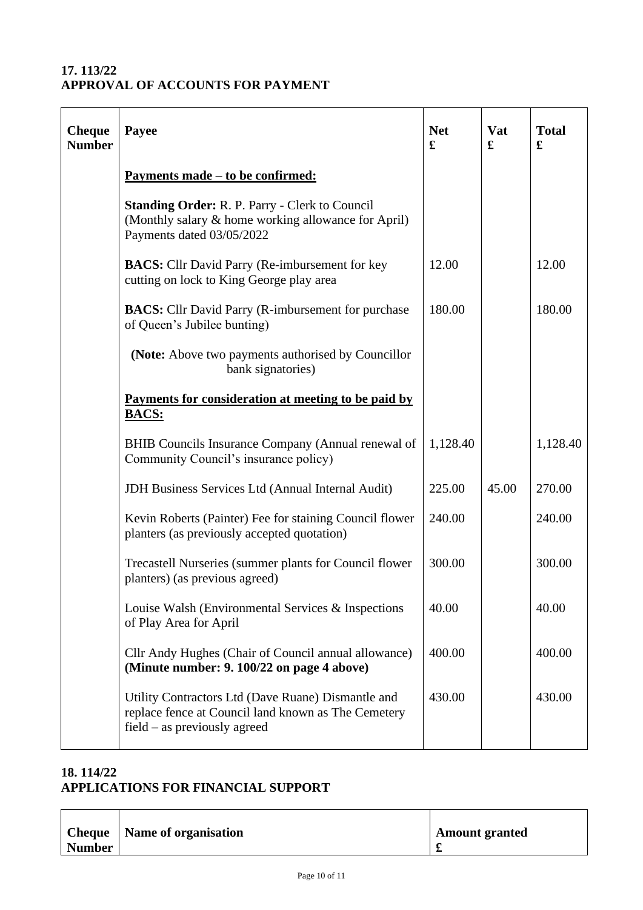## 17. 113/22
## APPROVAL OF ACCOUNTS FOR PAYMENT

| Cheque Number | Payee | Net £ | Vat £ | Total £ |
|---|---|---|---|---|
| | **<u>Payments made – to be confirmed:</u>** | | | |
| | **Standing Order:** R. P. Parry - Clerk to Council (Monthly salary & home working allowance for April) Payments dated 03/05/2022 | | | |
| | **BACS:** Cllr David Parry (Re-imbursement for key cutting on lock to King George play area | 12.00 | | 12.00 |
| | **BACS:** Cllr David Parry (R-imbursement for purchase of Queen's Jubilee bunting) | 180.00 | | 180.00 |
| | **(Note:** Above two payments authorised by Councillor bank signatories) | | | |
| | **<u>Payments for consideration at meeting to be paid by BACS:</u>** | | | |
| | BHIB Councils Insurance Company (Annual renewal of Community Council's insurance policy) | 1,128.40 | | 1,128.40 |
| | JDH Business Services Ltd (Annual Internal Audit) | 225.00 | 45.00 | 270.00 |
| | Kevin Roberts (Painter) Fee for staining Council flower planters (as previously accepted quotation) | 240.00 | | 240.00 |
| | Trecastell Nurseries (summer plants for Council flower planters) (as previous agreed) | 300.00 | | 300.00 |
| | Louise Walsh (Environmental Services & Inspections of Play Area for April | 40.00 | | 40.00 |
| | Cllr Andy Hughes (Chair of Council annual allowance) **(Minute number: 9. 100/22 on page 4 above)** | 400.00 | | 400.00 |
| | Utility Contractors Ltd (Dave Ruane) Dismantle and replace fence at Council land known as The Cemetery field – as previously agreed | 430.00 | | 430.00 |

## 18. 114/22
## APPLICATIONS FOR FINANCIAL SUPPORT

| Cheque Number | Name of organisation | Amount granted £ |
|---|---|---|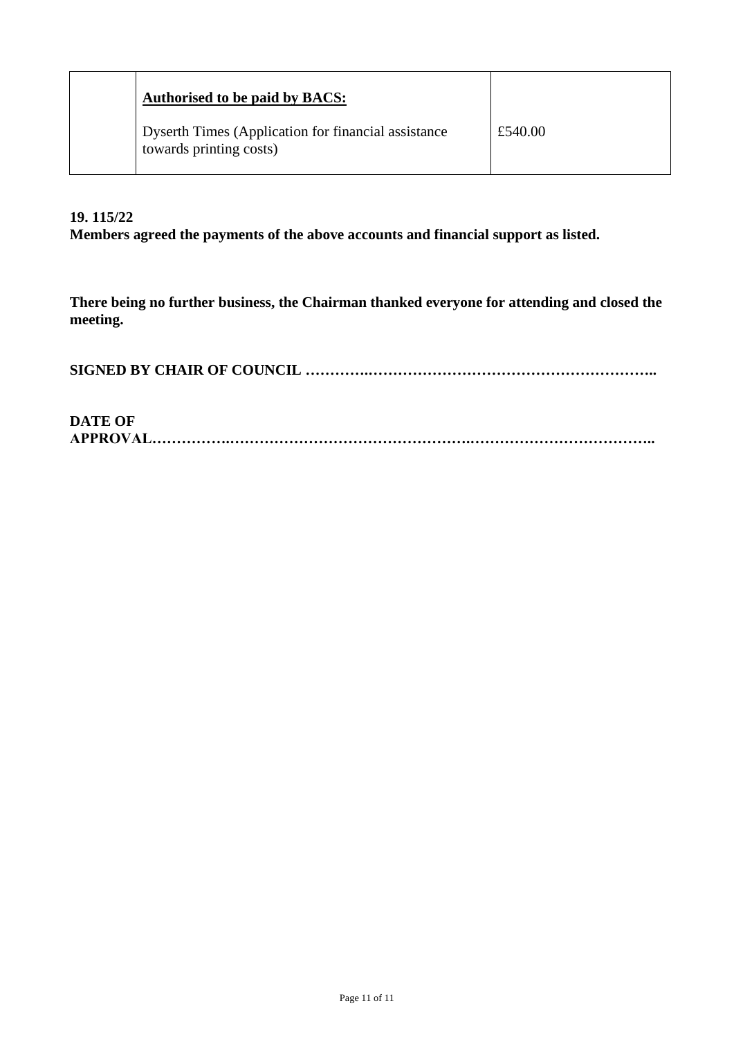| | | |
|---|---|---|
| | **<u>Authorised to be paid by BACS:</u>**<br><br>Dyserth Times (Application for financial assistance towards printing costs) | £540.00 |

**19. 115/22**
**Members agreed the payments of the above accounts and financial support as listed.**

**There being no further business, the Chairman thanked everyone for attending and closed the meeting.**

**SIGNED BY CHAIR OF COUNCIL ………….……………………………………………………..**

**DATE OF APPROVAL…………….……………………………………….………………………………..**